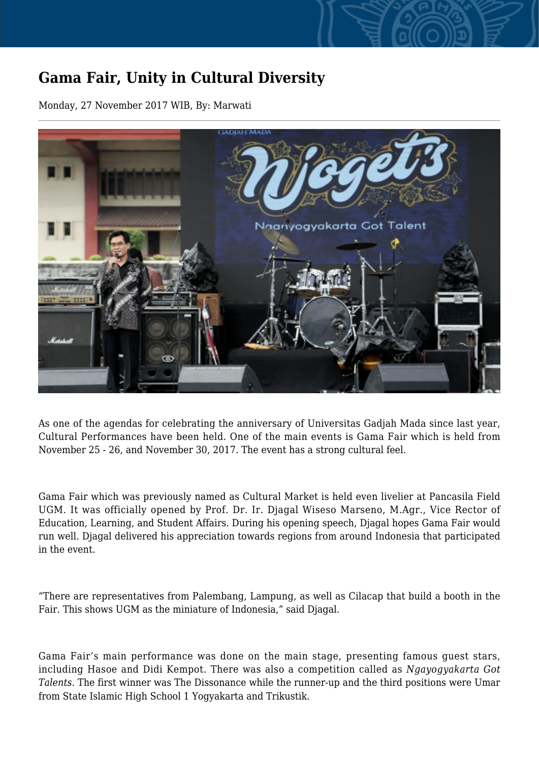# Gama Fair, Unity in Cultural Diversity

Monday, 27 November 2017 WIB, By: Marwati

As one of the agendas for celebrating the anniversary of Universitas Gadjah Mada since last year, Cultural Performances have been held. One of the main events is Gama Fair which is held from November 25 - 26, and November 30, 2017. The event has a strong cultural feel.

Gama Fair which was previously named as Cultural Market is held even livelier at Pancasila Field UGM. It was officially opened by Prof. Dr. Ir. Djagal Wiseso Marseno, M.Agr., Vice Rector of Education, Learning, and Student Affairs. During his opening speech, Djagal hopes Gama Fair would run well. Djagal delivered his appreciation towards regions from around Indonesia that participated in the event.

“There are representatives from Palembang, Lampung, as well as Cilacap that build a booth in the Fair. This shows UGM as the miniature of Indonesia,” said Djagal.

Gama Fair’s main performance was done on the main stage, presenting famous guest stars, including Hasoe and Didi Kempot. There was also a competition called as *Ngayogyakarta Got Talents*. The first winner was The Dissonance while the runner-up and the third positions were Umar from State Islamic High School 1 Yogyakarta and Trikustik.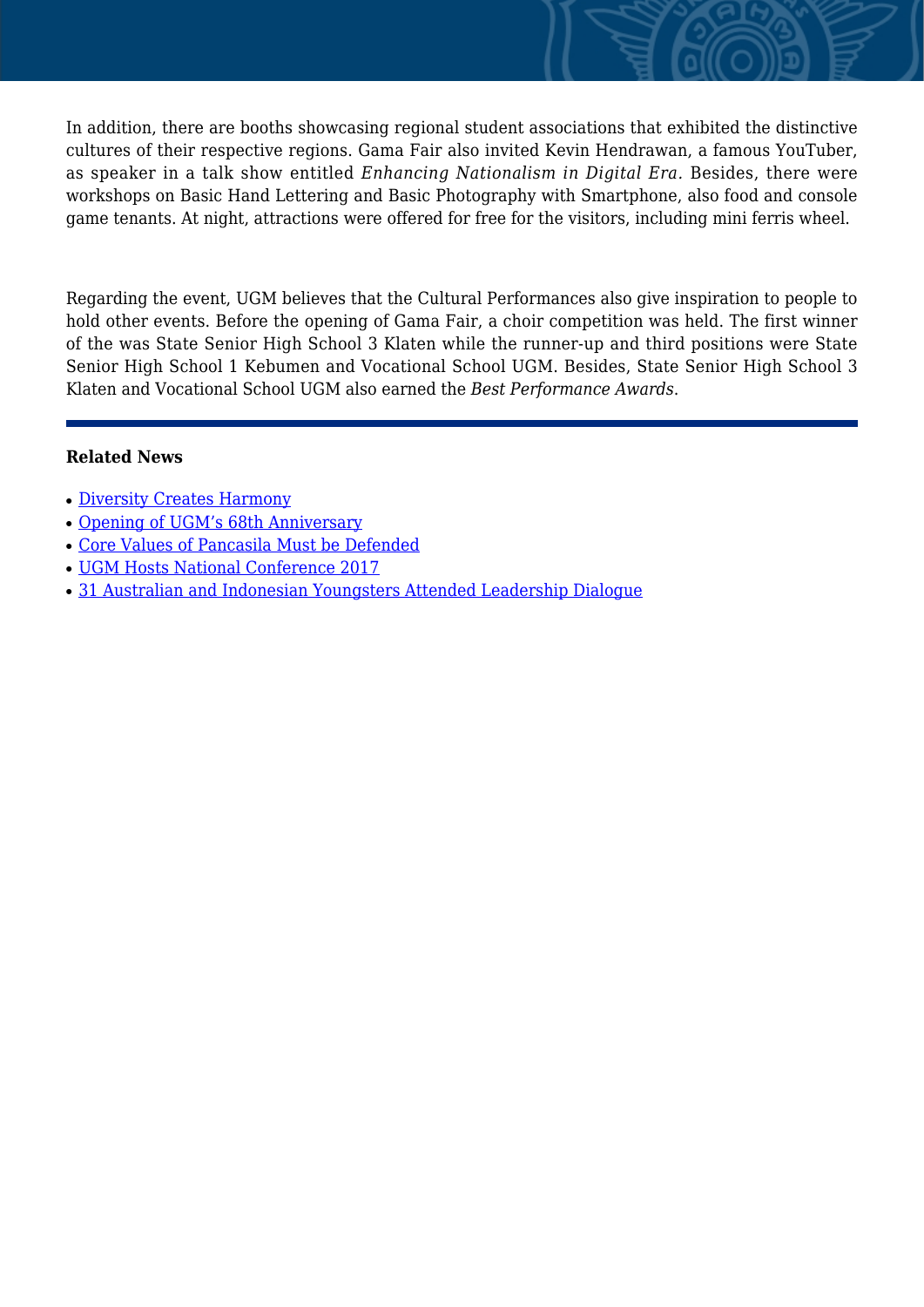In addition, there are booths showcasing regional student associations that exhibited the distinctive cultures of their respective regions. Gama Fair also invited Kevin Hendrawan, a famous YouTuber, as speaker in a talk show entitled *Enhancing Nationalism in Digital Era*. Besides, there were workshops on Basic Hand Lettering and Basic Photography with Smartphone, also food and console game tenants. At night, attractions were offered for free for the visitors, including mini ferris wheel.

Regarding the event, UGM believes that the Cultural Performances also give inspiration to people to hold other events. Before the opening of Gama Fair, a choir competition was held. The first winner of the was State Senior High School 3 Klaten while the runner-up and third positions were State Senior High School 1 Kebumen and Vocational School UGM. Besides, State Senior High School 3 Klaten and Vocational School UGM also earned the *Best Performance Awards*.

---

**Related News**

- Diversity Creates Harmony
- Opening of UGM's 68th Anniversary
- Core Values of Pancasila Must be Defended
- UGM Hosts National Conference 2017
- 31 Australian and Indonesian Youngsters Attended Leadership Dialogue